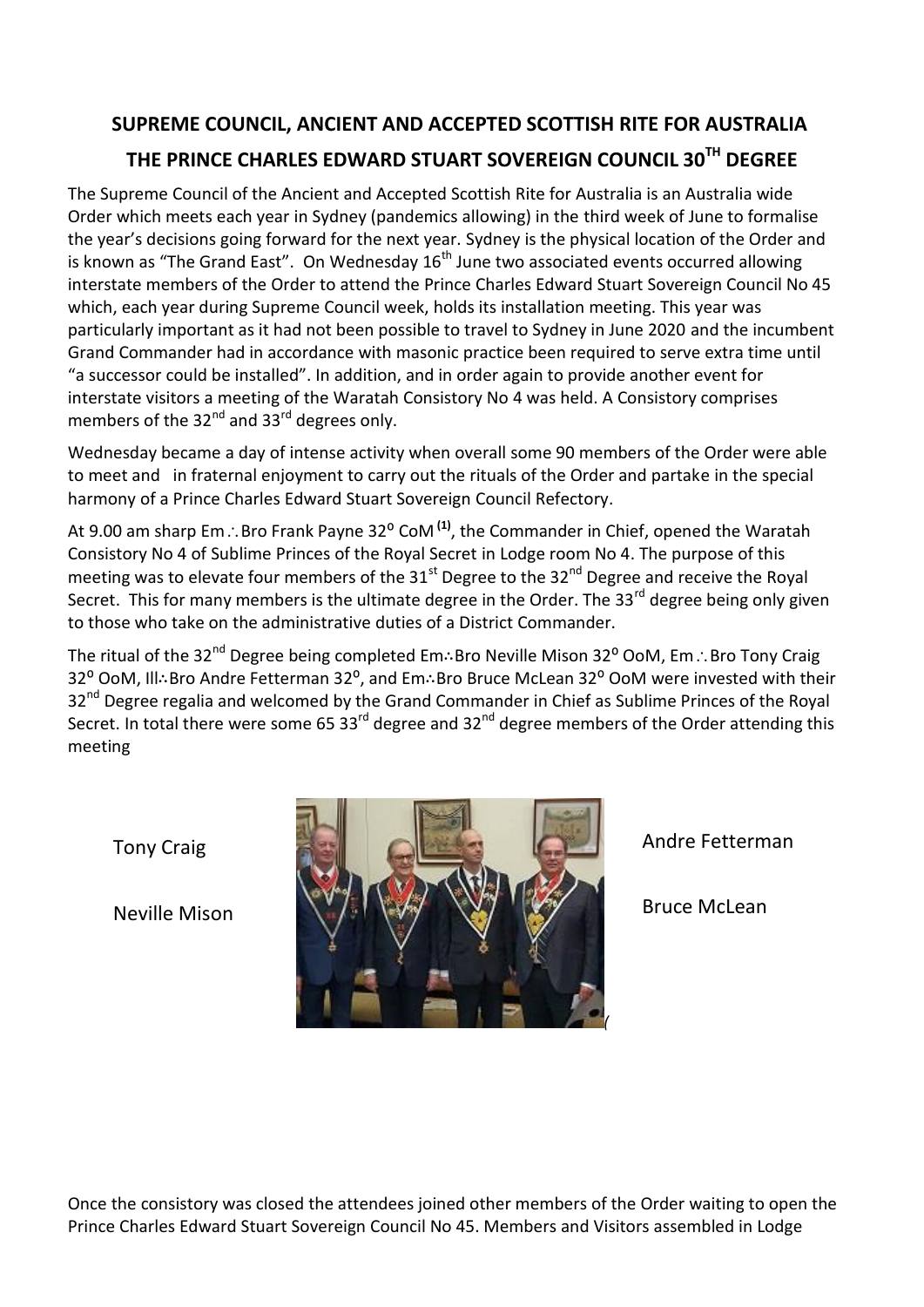## SUPREME COUNCIL, ANCIENT AND ACCEPTED SCOTTISH RITE FOR AUSTRALIA

## THE PRINCE CHARLES EDWARD STUART SOVEREIGN COUNCIL 30TH DEGREE

The Supreme Council of the Ancient and Accepted Scottish Rite for Australia is an Australia wide Order which meets each year in Sydney (pandemics allowing) in the third week of June to formalise the year's decisions going forward for the next year. Sydney is the physical location of the Order and is known as "The Grand East". On Wednesday 16th June two associated events occurred allowing interstate members of the Order to attend the Prince Charles Edward Stuart Sovereign Council No 45 which, each year during Supreme Council week, holds its installation meeting. This year was particularly important as it had not been possible to travel to Sydney in June 2020 and the incumbent Grand Commander had in accordance with masonic practice been required to serve extra time until "a successor could be installed". In addition, and in order again to provide another event for interstate visitors a meeting of the Waratah Consistory No 4 was held. A Consistory comprises members of the 32nd and 33rd degrees only.

Wednesday became a day of intense activity when overall some 90 members of the Order were able to meet and in fraternal enjoyment to carry out the rituals of the Order and partake in the special harmony of a Prince Charles Edward Stuart Sovereign Council Refectory.

At 9.00 am sharp Em∴Bro Frank Payne 32° CoM [1], the Commander in Chief, opened the Waratah Consistory No 4 of Sublime Princes of the Royal Secret in Lodge room No 4. The purpose of this meeting was to elevate four members of the 31st Degree to the 32nd Degree and receive the Royal Secret. This for many members is the ultimate degree in the Order. The 33rd degree being only given to those who take on the administrative duties of a District Commander.

The ritual of the 32nd Degree being completed Em∴Bro Neville Mison 32° OoM, Em∴Bro Tony Craig 32° OoM, Ill∴Bro Andre Fetterman 32°, and Em∴Bro Bruce McLean 32° OoM were invested with their 32nd Degree regalia and welcomed by the Grand Commander in Chief as Sublime Princes of the Royal Secret. In total there were some 65 33rd degree and 32nd degree members of the Order attending this meeting

Tony Craig

Neville Mison

Andre Fetterman

Bruce McLean

Once the consistory was closed the attendees joined other members of the Order waiting to open the Prince Charles Edward Stuart Sovereign Council No 45. Members and Visitors assembled in Lodge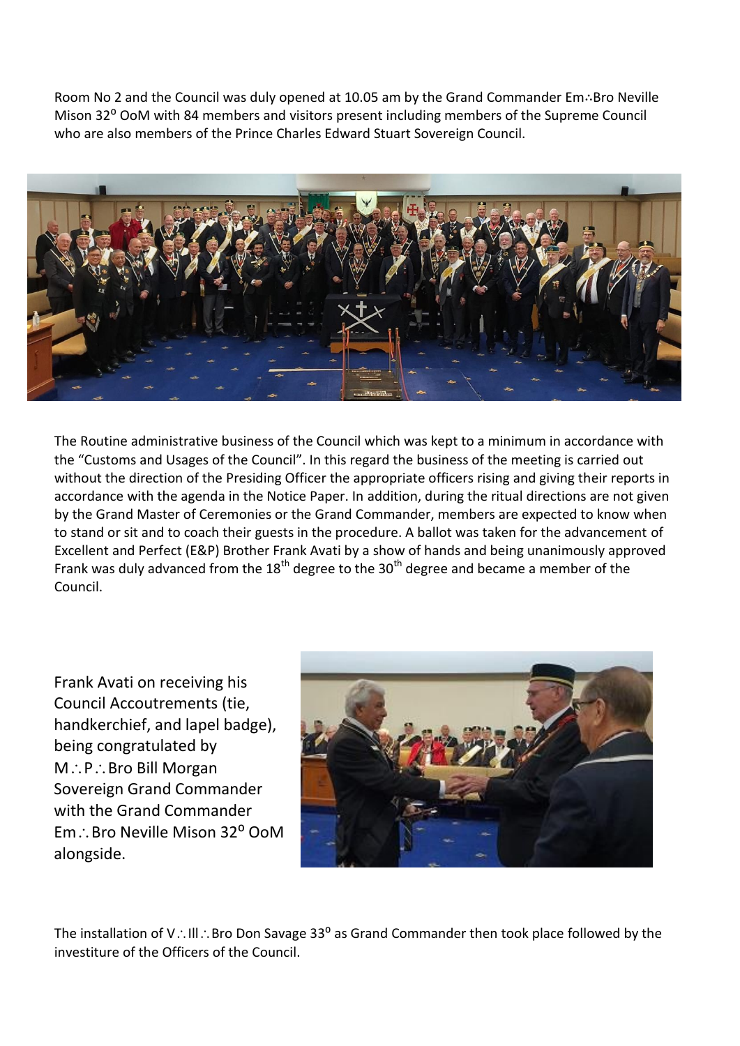Room No 2 and the Council was duly opened at 10.05 am by the Grand Commander Em∴Bro Neville Mison 32° OoM with 84 members and visitors present including members of the Supreme Council who are also members of the Prince Charles Edward Stuart Sovereign Council.

The Routine administrative business of the Council which was kept to a minimum in accordance with the "Customs and Usages of the Council". In this regard the business of the meeting is carried out without the direction of the Presiding Officer the appropriate officers rising and giving their reports in accordance with the agenda in the Notice Paper. In addition, during the ritual directions are not given by the Grand Master of Ceremonies or the Grand Commander, members are expected to know when to stand or sit and to coach their guests in the procedure. A ballot was taken for the advancement of Excellent and Perfect (E&P) Brother Frank Avati by a show of hands and being unanimously approved Frank was duly advanced from the 18th degree to the 30th degree and became a member of the Council.

Frank Avati on receiving his Council Accoutrements (tie, handkerchief, and lapel badge), being congratulated by M∴P∴Bro Bill Morgan Sovereign Grand Commander with the Grand Commander Em∴Bro Neville Mison 32° OoM alongside.

The installation of V∴Ill∴Bro Don Savage 33° as Grand Commander then took place followed by the investiture of the Officers of the Council.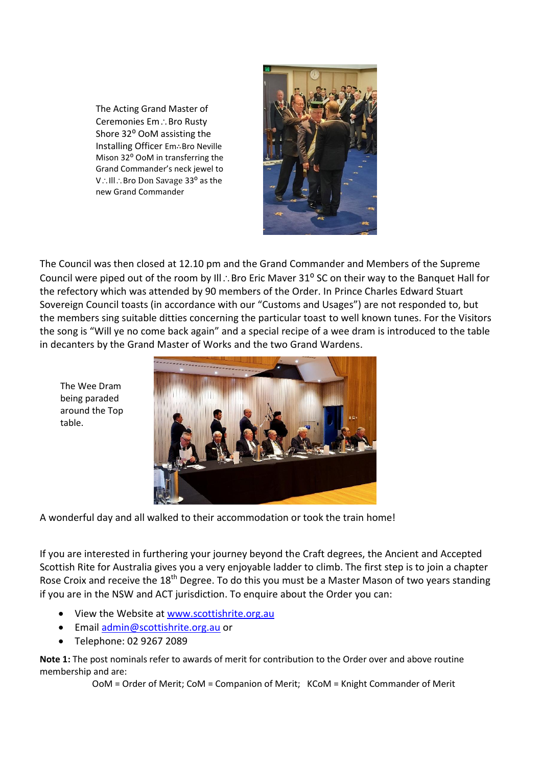The Acting Grand Master of Ceremonies Em∴Bro Rusty Shore 32° OoM assisting the Installing Officer Em∴Bro Neville Mison 32° OoM in transferring the Grand Commander's neck jewel to V∴Ill∴Bro Don Savage 33° as the new Grand Commander

The Council was then closed at 12.10 pm and the Grand Commander and Members of the Supreme Council were piped out of the room by Ill∴Bro Eric Maver 31° SC on their way to the Banquet Hall for the refectory which was attended by 90 members of the Order. In Prince Charles Edward Stuart Sovereign Council toasts (in accordance with our "Customs and Usages") are not responded to, but the members sing suitable ditties concerning the particular toast to well known tunes. For the Visitors the song is "Will ye no come back again" and a special recipe of a wee dram is introduced to the table in decanters by the Grand Master of Works and the two Grand Wardens.

The Wee Dram being paraded around the Top table.

A wonderful day and all walked to their accommodation or took the train home!

If you are interested in furthering your journey beyond the Craft degrees, the Ancient and Accepted Scottish Rite for Australia gives you a very enjoyable ladder to climb. The first step is to join a chapter Rose Croix and receive the 18th Degree. To do this you must be a Master Mason of two years standing if you are in the NSW and ACT jurisdiction. To enquire about the Order you can:

- View the Website at www.scottishrite.org.au
- Email admin@scottishrite.org.au or
- Telephone: 02 9267 2089

**Note 1:** The post nominals refer to awards of merit for contribution to the Order over and above routine membership and are:

OoM = Order of Merit; CoM = Companion of Merit; KCoM = Knight Commander of Merit